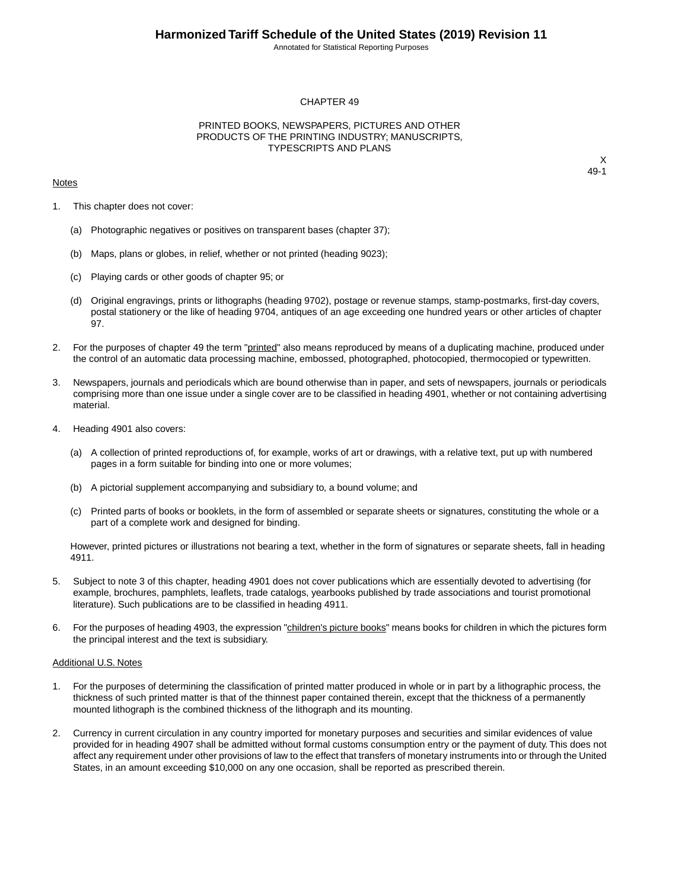# CHAPTER 49

## PRINTED BOOKS, NEWSPAPERS, PICTURES AND OTHER PRODUCTS OF THE PRINTING INDUSTRY; MANUSCRIPTS, TYPESCRIPTS AND PLANS

X
49-1

Notes

1. This chapter does not cover:

   (a) Photographic negatives or positives on transparent bases (chapter 37);

   (b) Maps, plans or globes, in relief, whether or not printed (heading 9023);

   (c) Playing cards or other goods of chapter 95; or

   (d) Original engravings, prints or lithographs (heading 9702), postage or revenue stamps, stamp-postmarks, first-day covers, postal stationery or the like of heading 9704, antiques of an age exceeding one hundred years or other articles of chapter 97.

2. For the purposes of chapter 49 the term "printed" also means reproduced by means of a duplicating machine, produced under the control of an automatic data processing machine, embossed, photographed, photocopied, thermocopied or typewritten.

3. Newspapers, journals and periodicals which are bound otherwise than in paper, and sets of newspapers, journals or periodicals comprising more than one issue under a single cover are to be classified in heading 4901, whether or not containing advertising material.

4. Heading 4901 also covers:

   (a) A collection of printed reproductions of, for example, works of art or drawings, with a relative text, put up with numbered pages in a form suitable for binding into one or more volumes;

   (b) A pictorial supplement accompanying and subsidiary to, a bound volume; and

   (c) Printed parts of books or booklets, in the form of assembled or separate sheets or signatures, constituting the whole or a part of a complete work and designed for binding.

   However, printed pictures or illustrations not bearing a text, whether in the form of signatures or separate sheets, fall in heading 4911.

5. Subject to note 3 of this chapter, heading 4901 does not cover publications which are essentially devoted to advertising (for example, brochures, pamphlets, leaflets, trade catalogs, yearbooks published by trade associations and tourist promotional literature). Such publications are to be classified in heading 4911.

6. For the purposes of heading 4903, the expression "children's picture books" means books for children in which the pictures form the principal interest and the text is subsidiary.

Additional U.S. Notes

1. For the purposes of determining the classification of printed matter produced in whole or in part by a lithographic process, the thickness of such printed matter is that of the thinnest paper contained therein, except that the thickness of a permanently mounted lithograph is the combined thickness of the lithograph and its mounting.

2. Currency in current circulation in any country imported for monetary purposes and securities and similar evidences of value provided for in heading 4907 shall be admitted without formal customs consumption entry or the payment of duty. This does not affect any requirement under other provisions of law to the effect that transfers of monetary instruments into or through the United States, in an amount exceeding $10,000 on any one occasion, shall be reported as prescribed therein.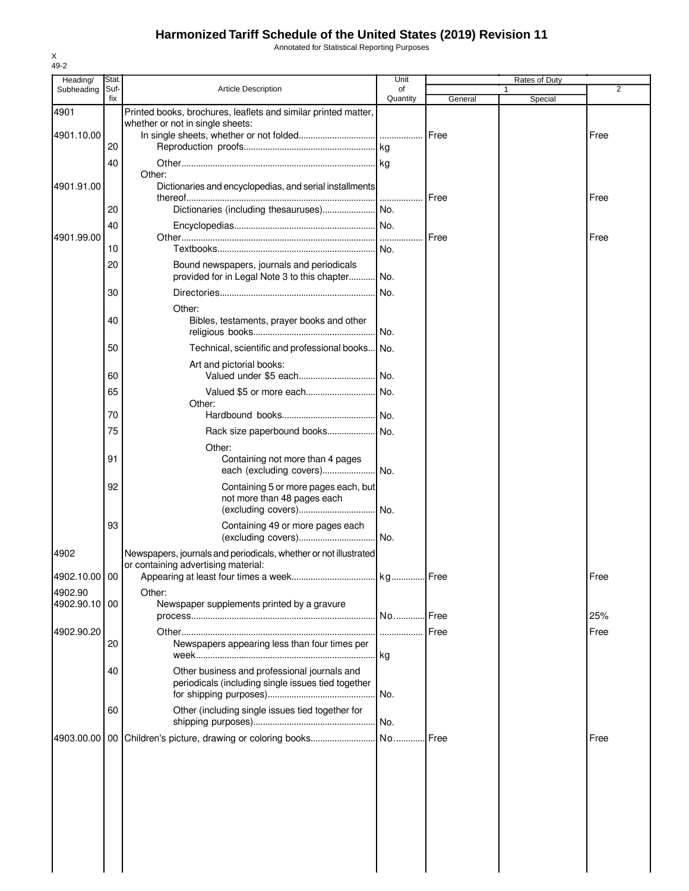# Harmonized Tariff Schedule of the United States (2019) Revision 11

Annotated for Statistical Reporting Purposes

X
49-2

| Heading/ Subheading | Stat. Suf- fix | Article Description | Unit of Quantity | Rates of Duty 1 General | Special | 2 |
|---|---|---|---|---|---|---|
| 4901 | | Printed books, brochures, leaflets and similar printed matter, whether or not in single sheets: | | | | |
| 4901.10.00 | | In single sheets, whether or not folded | | Free | | Free |
| | 20 | Reproduction proofs | kg | | | |
| | 40 | Other | kg | | | |
| | | Other: | | | | |
| 4901.91.00 | | Dictionaries and encyclopedias, and serial installments thereof | | Free | | Free |
| | 20 | Dictionaries (including thesauruses) | No. | | | |
| | 40 | Encyclopedias | No. | | | |
| 4901.99.00 | | Other | | Free | | Free |
| | 10 | Textbooks | No. | | | |
| | 20 | Bound newspapers, journals and periodicals provided for in Legal Note 3 to this chapter | No. | | | |
| | 30 | Directories | No. | | | |
| | | Other: | | | | |
| | 40 | Bibles, testaments, prayer books and other religious books | No. | | | |
| | 50 | Technical, scientific and professional books | No. | | | |
| | | Art and pictorial books: | | | | |
| | 60 | Valued under $5 each | No. | | | |
| | 65 | Valued $5 or more each | No. | | | |
| | | Other: | | | | |
| | 70 | Hardbound books | No. | | | |
| | 75 | Rack size paperbound books | No. | | | |
| | | Other: | | | | |
| | 91 | Containing not more than 4 pages each (excluding covers) | No. | | | |
| | 92 | Containing 5 or more pages each, but not more than 48 pages each (excluding covers) | No. | | | |
| | 93 | Containing 49 or more pages each (excluding covers) | No. | | | |
| 4902 | | Newspapers, journals and periodicals, whether or not illustrated or containing advertising material: | | | | |
| 4902.10.00 | 00 | Appearing at least four times a week | kg | Free | | Free |
| 4902.90 | | Other: | | | | |
| 4902.90.10 | 00 | Newspaper supplements printed by a gravure process | No. | Free | | 25% |
| 4902.90.20 | | Other | | Free | | Free |
| | 20 | Newspapers appearing less than four times per week | kg | | | |
| | 40 | Other business and professional journals and periodicals (including single issues tied together for shipping purposes) | No. | | | |
| | 60 | Other (including single issues tied together for shipping purposes) | No. | | | |
| 4903.00.00 | 00 | Children's picture, drawing or coloring books | No. | Free | | Free |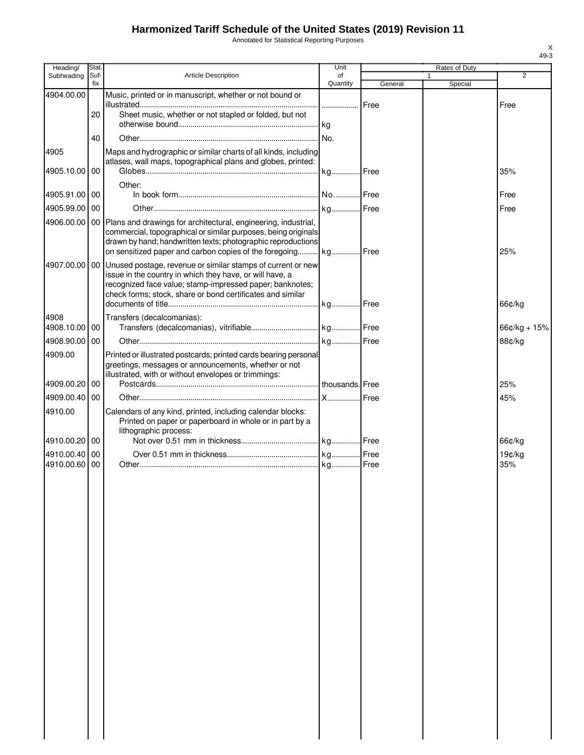# Harmonized Tariff Schedule of the United States (2019) Revision 11

Annotated for Statistical Reporting Purposes

X
49-3

| Heading/ Subheading | Stat. Suf- fix | Article Description | Unit of Quantity | Rates of Duty | | | |
|---|---|---|---|---|---|---|---|
| | | | | 1 | | 2 | |
| | | | | General | Special | | |
| 4904.00.00 | | Music, printed or in manuscript, whether or not bound or illustrated | | Free | | Free | |
| | 20 | Sheet music, whether or not stapled or folded, but not otherwise bound | kg | | | | |
| | 40 | Other | No. | | | | |
| 4905 | | Maps and hydrographic or similar charts of all kinds, including atlases, wall maps, topographical plans and globes, printed: | | | | | |
| 4905.10.00 | 00 | Globes | kg | Free | | 35% | |
| | | Other: | | | | | |
| 4905.91.00 | 00 | In book form | No. | Free | | Free | |
| 4905.99.00 | 00 | Other | kg | Free | | Free | |
| 4906.00.00 | 00 | Plans and drawings for architectural, engineering, industrial, commercial, topographical or similar purposes, being originals drawn by hand; handwritten texts; photographic reproductions on sensitized paper and carbon copies of the foregoing | kg | Free | | 25% | |
| 4907.00.00 | 00 | Unused postage, revenue or similar stamps of current or new issue in the country in which they have, or will have, a recognized face value; stamp-impressed paper; banknotes; check forms; stock, share or bond certificates and similar documents of title | kg | Free | | 66¢/kg | |
| 4908 | | Transfers (decalcomanias): | | | | | |
| 4908.10.00 | 00 | Transfers (decalcomanias), vitrifiable | kg | Free | | 66¢/kg + 15% | |
| 4908.90.00 | 00 | Other | kg | Free | | 88¢/kg | |
| 4909.00 | | Printed or illustrated postcards; printed cards bearing personal greetings, messages or announcements, whether or not illustrated, with or without envelopes or trimmings: | | | | | |
| 4909.00.20 | 00 | Postcards | thousands | Free | | 25% | |
| 4909.00.40 | 00 | Other | X | Free | | 45% | |
| 4910.00 | | Calendars of any kind, printed, including calendar blocks: | | | | | |
| | | Printed on paper or paperboard in whole or in part by a lithographic process: | | | | | |
| 4910.00.20 | 00 | Not over 0.51 mm in thickness | kg | Free | | 66¢/kg | |
| 4910.00.40 | 00 | Over 0.51 mm in thickness | kg | Free | | 19¢/kg | |
| 4910.00.60 | 00 | Other | kg | Free | | 35% | |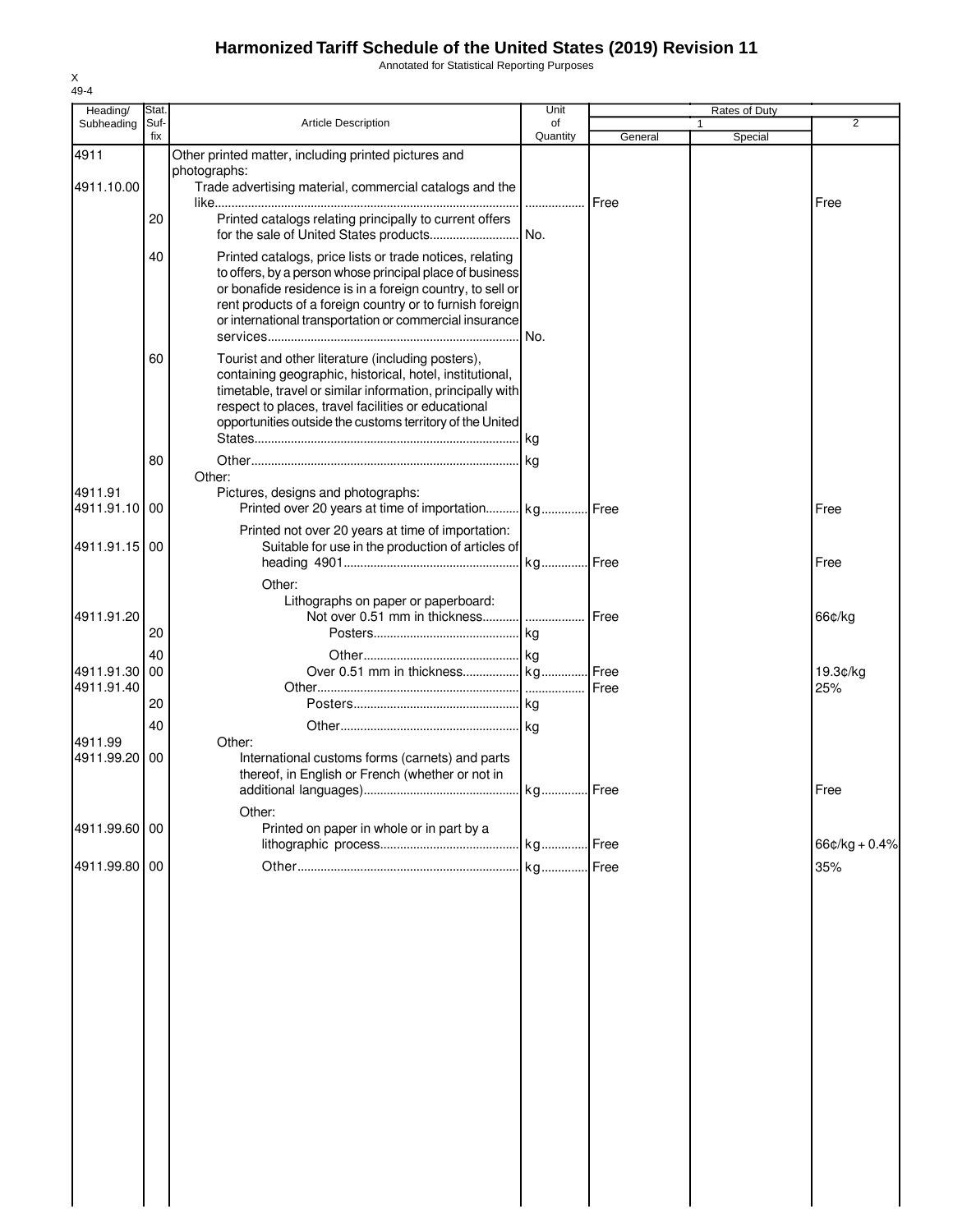# Harmonized Tariff Schedule of the United States (2019) Revision 11

Annotated for Statistical Reporting Purposes

X
49-4

| Heading/ Subheading | Stat. Suf-fix | Article Description | Unit of Quantity | Rates of Duty 1 General | Rates of Duty 1 Special | Rates of Duty 2 |
|---|---|---|---|---|---|---|
| 4911 | | Other printed matter, including printed pictures and photographs: | | | | |
| 4911.10.00 | | Trade advertising material, commercial catalogs and the like | | Free | | Free |
| | 20 | Printed catalogs relating principally to current offers for the sale of United States products | No. | | | |
| | 40 | Printed catalogs, price lists or trade notices, relating to offers, by a person whose principal place of business or bonafide residence is in a foreign country, to sell or rent products of a foreign country or to furnish foreign or international transportation or commercial insurance services | No. | | | |
| | 60 | Tourist and other literature (including posters), containing geographic, historical, hotel, institutional, timetable, travel or similar information, principally with respect to places, travel facilities or educational opportunities outside the customs territory of the United States | kg | | | |
| | 80 | Other | kg | | | |
| | | Other: | | | | |
| 4911.91 | | Pictures, designs and photographs: | | | | |
| 4911.91.10 | 00 | Printed over 20 years at time of importation | kg | Free | | Free |
| | | Printed not over 20 years at time of importation: | | | | |
| 4911.91.15 | 00 | Suitable for use in the production of articles of heading 4901 | kg | Free | | Free |
| | | Other: | | | | |
| | | Lithographs on paper or paperboard: | | | | |
| 4911.91.20 | | Not over 0.51 mm in thickness | | Free | | 66¢/kg |
| | 20 | Posters | kg | | | |
| | 40 | Other | kg | | | |
| 4911.91.30 | 00 | Over 0.51 mm in thickness | kg | Free | | 19.3¢/kg |
| 4911.91.40 | | Other | | Free | | 25% |
| | 20 | Posters | kg | | | |
| | 40 | Other | kg | | | |
| 4911.99 | | Other: | | | | |
| 4911.99.20 | 00 | International customs forms (carnets) and parts thereof, in English or French (whether or not in additional languages) | kg | Free | | Free |
| | | Other: | | | | |
| 4911.99.60 | 00 | Printed on paper in whole or in part by a lithographic process | kg | Free | | 66¢/kg + 0.4% |
| 4911.99.80 | 00 | Other | kg | Free | | 35% |